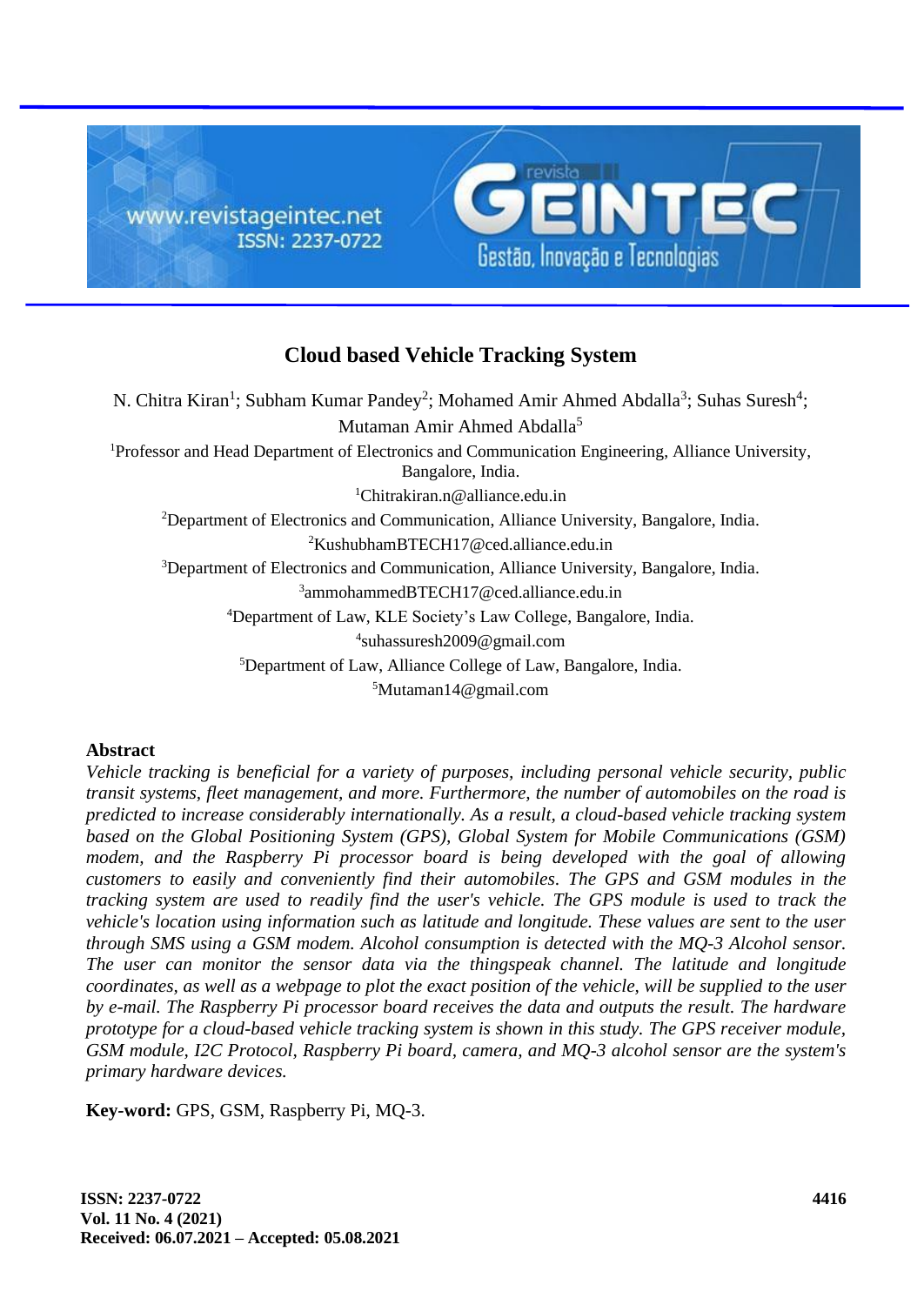# Cloud based Vehicle Tracking System

N. Chitra Kiran[1]; Subham Kumar Pandey[2]; Mohamed Amir Ahmed Abdalla[3]; Suhas Suresh[4]; Mutaman Amir Ahmed Abdalla[5]

[1]Professor and Head Department of Electronics and Communication Engineering, Alliance University, Bangalore, India.
[1]Chitrakiran.n@alliance.edu.in

[2]Department of Electronics and Communication, Alliance University, Bangalore, India.
[2]KushubhamBTECH17@ced.alliance.edu.in

[3]Department of Electronics and Communication, Alliance University, Bangalore, India.
[3]ammohammedBTECH17@ced.alliance.edu.in

[4]Department of Law, KLE Society's Law College, Bangalore, India.
[4]suhassuresh2009@gmail.com

[5]Department of Law, Alliance College of Law, Bangalore, India.
[5]Mutaman14@gmail.com

## Abstract

*Vehicle tracking is beneficial for a variety of purposes, including personal vehicle security, public transit systems, fleet management, and more. Furthermore, the number of automobiles on the road is predicted to increase considerably internationally. As a result, a cloud-based vehicle tracking system based on the Global Positioning System (GPS), Global System for Mobile Communications (GSM) modem, and the Raspberry Pi processor board is being developed with the goal of allowing customers to easily and conveniently find their automobiles. The GPS and GSM modules in the tracking system are used to readily find the user's vehicle. The GPS module is used to track the vehicle's location using information such as latitude and longitude. These values are sent to the user through SMS using a GSM modem. Alcohol consumption is detected with the MQ-3 Alcohol sensor. The user can monitor the sensor data via the thingspeak channel. The latitude and longitude coordinates, as well as a webpage to plot the exact position of the vehicle, will be supplied to the user by e-mail. The Raspberry Pi processor board receives the data and outputs the result. The hardware prototype for a cloud-based vehicle tracking system is shown in this study. The GPS receiver module, GSM module, I2C Protocol, Raspberry Pi board, camera, and MQ-3 alcohol sensor are the system's primary hardware devices.*

**Key-word:** GPS, GSM, Raspberry Pi, MQ-3.

**Received: 06.07.2021 – Accepted: 05.08.2021**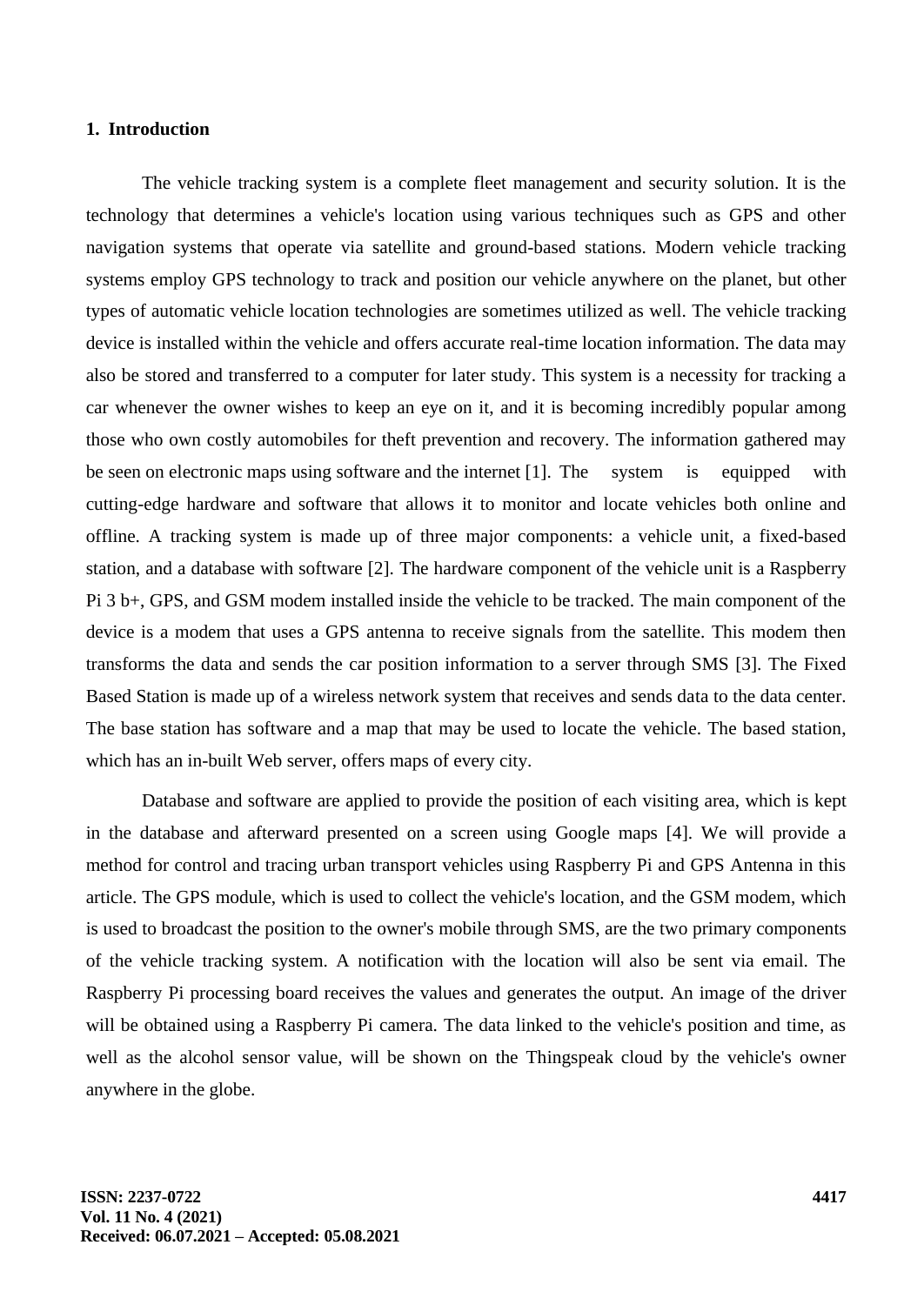## 1. Introduction

The vehicle tracking system is a complete fleet management and security solution. It is the technology that determines a vehicle's location using various techniques such as GPS and other navigation systems that operate via satellite and ground-based stations. Modern vehicle tracking systems employ GPS technology to track and position our vehicle anywhere on the planet, but other types of automatic vehicle location technologies are sometimes utilized as well. The vehicle tracking device is installed within the vehicle and offers accurate real-time location information. The data may also be stored and transferred to a computer for later study. This system is a necessity for tracking a car whenever the owner wishes to keep an eye on it, and it is becoming incredibly popular among those who own costly automobiles for theft prevention and recovery. The information gathered may be seen on electronic maps using software and the internet [1]. The system is equipped with cutting-edge hardware and software that allows it to monitor and locate vehicles both online and offline. A tracking system is made up of three major components: a vehicle unit, a fixed-based station, and a database with software [2]. The hardware component of the vehicle unit is a Raspberry Pi 3 b+, GPS, and GSM modem installed inside the vehicle to be tracked. The main component of the device is a modem that uses a GPS antenna to receive signals from the satellite. This modem then transforms the data and sends the car position information to a server through SMS [3]. The Fixed Based Station is made up of a wireless network system that receives and sends data to the data center. The base station has software and a map that may be used to locate the vehicle. The based station, which has an in-built Web server, offers maps of every city.

Database and software are applied to provide the position of each visiting area, which is kept in the database and afterward presented on a screen using Google maps [4]. We will provide a method for control and tracing urban transport vehicles using Raspberry Pi and GPS Antenna in this article. The GPS module, which is used to collect the vehicle's location, and the GSM modem, which is used to broadcast the position to the owner's mobile through SMS, are the two primary components of the vehicle tracking system. A notification with the location will also be sent via email. The Raspberry Pi processing board receives the values and generates the output. An image of the driver will be obtained using a Raspberry Pi camera. The data linked to the vehicle's position and time, as well as the alcohol sensor value, will be shown on the Thingspeak cloud by the vehicle's owner anywhere in the globe.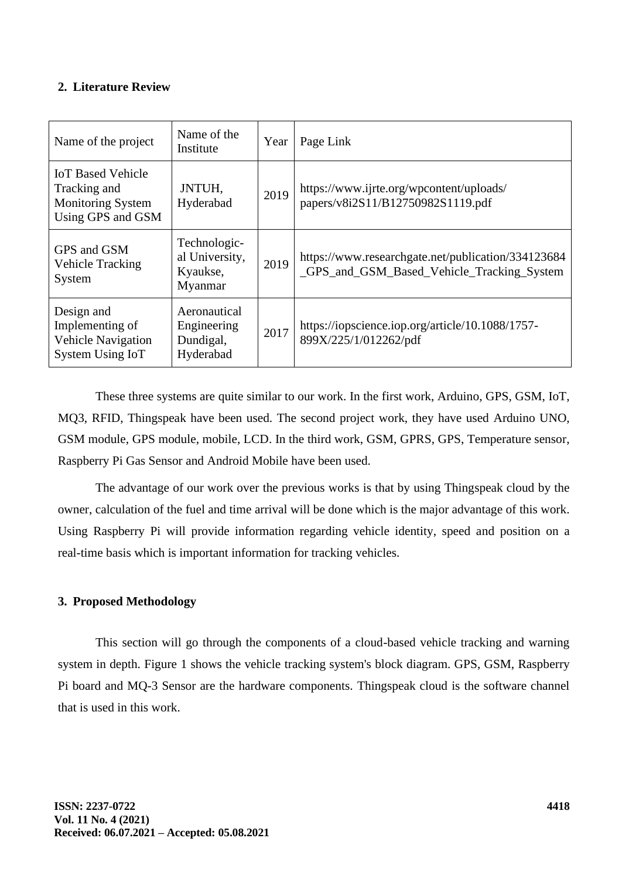## 2. Literature Review

| Name of the project | Name of the Institute | Year | Page Link |
|---|---|---|---|
| IoT Based Vehicle Tracking and Monitoring System Using GPS and GSM | JNTUH, Hyderabad | 2019 | https://www.ijrte.org/wpcontent/uploads/papers/v8i2S11/B12750982S1119.pdf |
| GPS and GSM Vehicle Tracking System | Technological University, Kyaukse, Myanmar | 2019 | https://www.researchgate.net/publication/334123684_GPS_and_GSM_Based_Vehicle_Tracking_System |
| Design and Implementing of Vehicle Navigation System Using IoT | Aeronautical Engineering Dundigal, Hyderabad | 2017 | https://iopscience.iop.org/article/10.1088/1757-899X/225/1/012262/pdf |

These three systems are quite similar to our work. In the first work, Arduino, GPS, GSM, IoT, MQ3, RFID, Thingspeak have been used. The second project work, they have used Arduino UNO, GSM module, GPS module, mobile, LCD. In the third work, GSM, GPRS, GPS, Temperature sensor, Raspberry Pi Gas Sensor and Android Mobile have been used.

The advantage of our work over the previous works is that by using Thingspeak cloud by the owner, calculation of the fuel and time arrival will be done which is the major advantage of this work. Using Raspberry Pi will provide information regarding vehicle identity, speed and position on a real-time basis which is important information for tracking vehicles.

## 3. Proposed Methodology

This section will go through the components of a cloud-based vehicle tracking and warning system in depth. Figure 1 shows the vehicle tracking system's block diagram. GPS, GSM, Raspberry Pi board and MQ-3 Sensor are the hardware components. Thingspeak cloud is the software channel that is used in this work.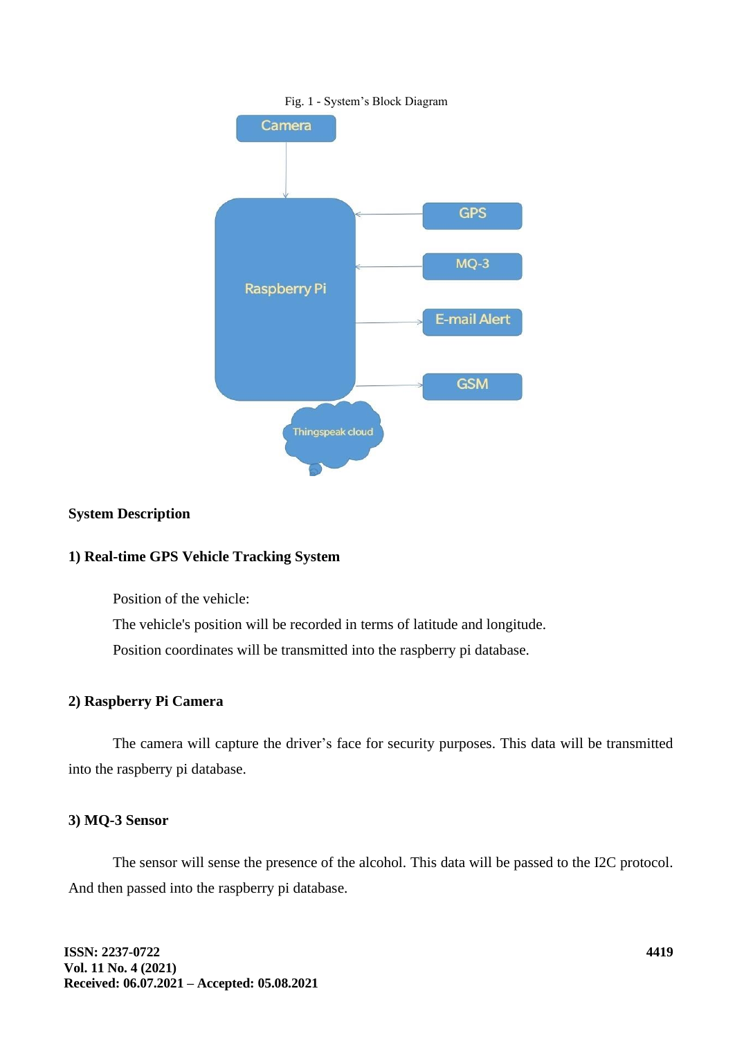Fig. 1 - System's Block Diagram

## System Description

### 1) Real-time GPS Vehicle Tracking System

Position of the vehicle:

The vehicle's position will be recorded in terms of latitude and longitude.

Position coordinates will be transmitted into the raspberry pi database.

### 2) Raspberry Pi Camera

The camera will capture the driver's face for security purposes. This data will be transmitted into the raspberry pi database.

### 3) MQ-3 Sensor

The sensor will sense the presence of the alcohol. This data will be passed to the I2C protocol. And then passed into the raspberry pi database.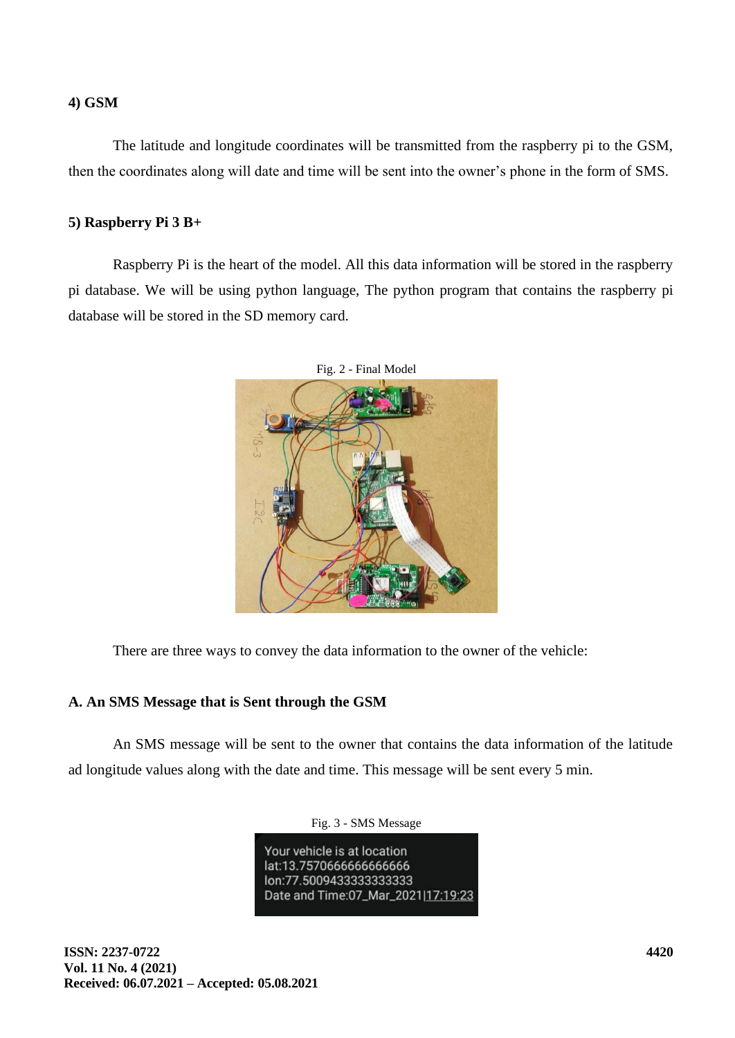#### 4) GSM

The latitude and longitude coordinates will be transmitted from the raspberry pi to the GSM, then the coordinates along will date and time will be sent into the owner's phone in the form of SMS.

#### 5) Raspberry Pi 3 B+

Raspberry Pi is the heart of the model. All this data information will be stored in the raspberry pi database. We will be using python language, The python program that contains the raspberry pi database will be stored in the SD memory card.

Fig. 2 - Final Model

There are three ways to convey the data information to the owner of the vehicle:

### A. An SMS Message that is Sent through the GSM

An SMS message will be sent to the owner that contains the data information of the latitude ad longitude values along with the date and time. This message will be sent every 5 min.

Fig. 3 - SMS Message

Your vehicle is at location
lat:13.7570666666666666
lon:77.5009433333333333
Date and Time:07_Mar_2021|17:19:23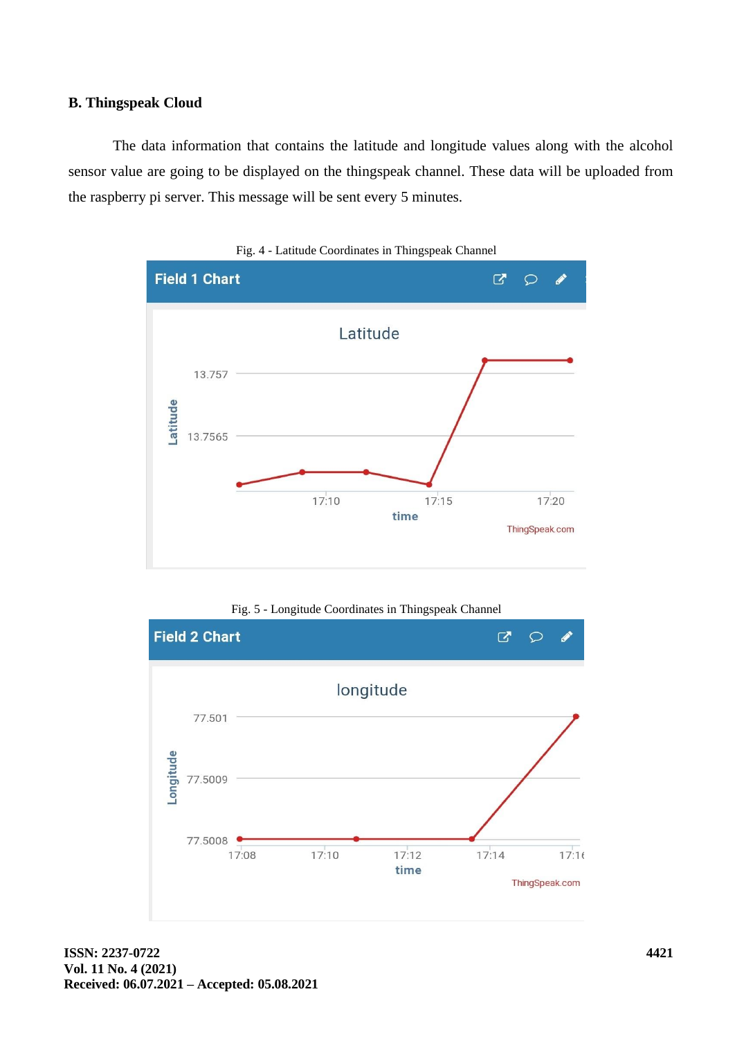### B. Thingspeak Cloud

The data information that contains the latitude and longitude values along with the alcohol sensor value are going to be displayed on the thingspeak channel. These data will be uploaded from the raspberry pi server. This message will be sent every 5 minutes.

Fig. 4 - Latitude Coordinates in Thingspeak Channel

Fig. 5 - Longitude Coordinates in Thingspeak Channel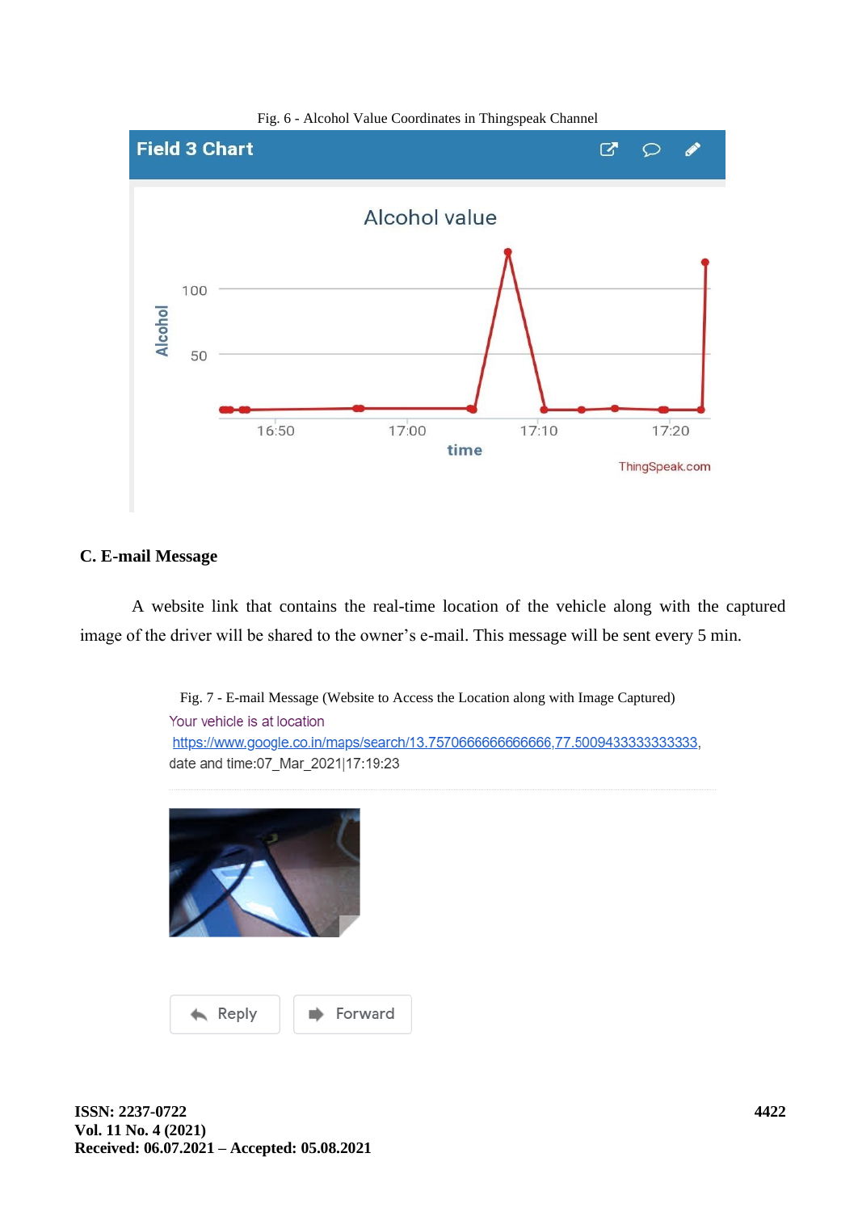Fig. 6 - Alcohol Value Coordinates in Thingspeak Channel

**C. E-mail Message**

A website link that contains the real-time location of the vehicle along with the captured image of the driver will be shared to the owner's e-mail. This message will be sent every 5 min.

Fig. 7 - E-mail Message (Website to Access the Location along with Image Captured)

Your vehicle is at location
https://www.google.co.in/maps/search/13.7570666666666666,77.5009433333333333,
date and time:07_Mar_2021|17:19:23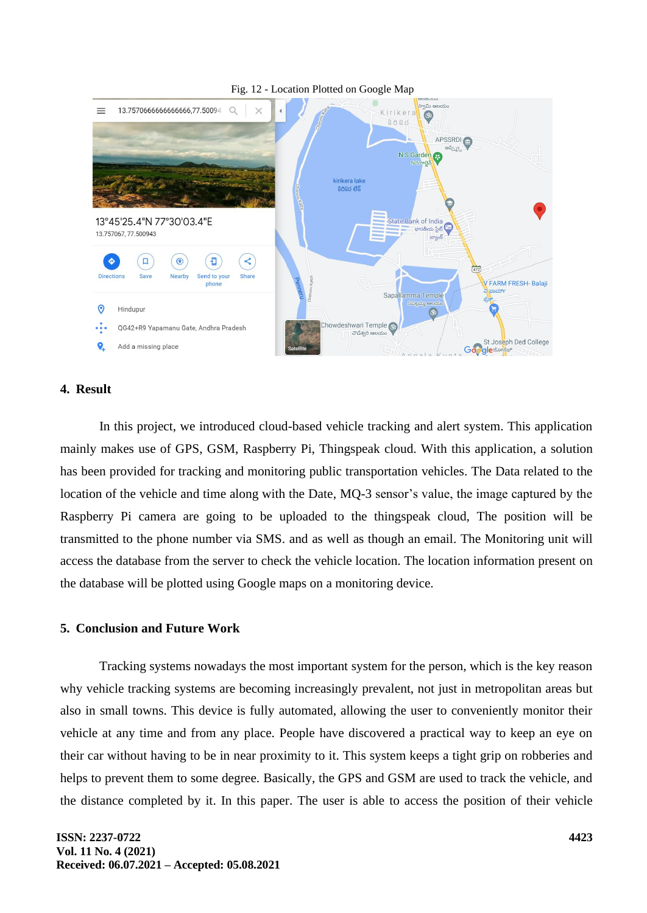Fig. 12 - Location Plotted on Google Map

## 4. Result

In this project, we introduced cloud-based vehicle tracking and alert system. This application mainly makes use of GPS, GSM, Raspberry Pi, Thingspeak cloud. With this application, a solution has been provided for tracking and monitoring public transportation vehicles. The Data related to the location of the vehicle and time along with the Date, MQ-3 sensor's value, the image captured by the Raspberry Pi camera are going to be uploaded to the thingspeak cloud, The position will be transmitted to the phone number via SMS. and as well as though an email. The Monitoring unit will access the database from the server to check the vehicle location. The location information present on the database will be plotted using Google maps on a monitoring device.

## 5. Conclusion and Future Work

Tracking systems nowadays the most important system for the person, which is the key reason why vehicle tracking systems are becoming increasingly prevalent, not just in metropolitan areas but also in small towns. This device is fully automated, allowing the user to conveniently monitor their vehicle at any time and from any place. People have discovered a practical way to keep an eye on their car without having to be in near proximity to it. This system keeps a tight grip on robberies and helps to prevent them to some degree. Basically, the GPS and GSM are used to track the vehicle, and the distance completed by it. In this paper. The user is able to access the position of their vehicle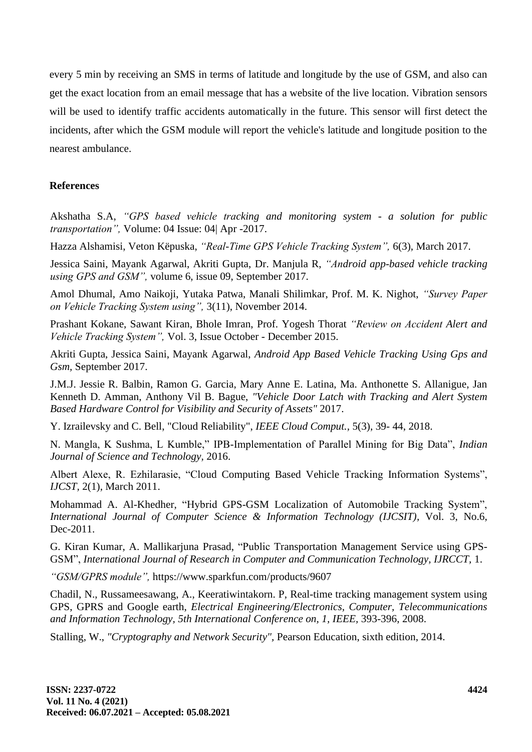every 5 min by receiving an SMS in terms of latitude and longitude by the use of GSM, and also can get the exact location from an email message that has a website of the live location. Vibration sensors will be used to identify traffic accidents automatically in the future. This sensor will first detect the incidents, after which the GSM module will report the vehicle's latitude and longitude position to the nearest ambulance.

## References

Akshatha S.A, *"GPS based vehicle tracking and monitoring system - a solution for public transportation",* Volume: 04 Issue: 04| Apr -2017.

Hazza Alshamisi, Veton Këpuska, *"Real-Time GPS Vehicle Tracking System",* 6(3), March 2017.

Jessica Saini, Mayank Agarwal, Akriti Gupta, Dr. Manjula R, *"Android app-based vehicle tracking using GPS and GSM",* volume 6, issue 09, September 2017.

Amol Dhumal, Amo Naikoji, Yutaka Patwa, Manali Shilimkar, Prof. M. K. Nighot, *"Survey Paper on Vehicle Tracking System using",* 3(11), November 2014.

Prashant Kokane, Sawant Kiran, Bhole Imran, Prof. Yogesh Thorat *"Review on Accident Alert and Vehicle Tracking System",* Vol. 3, Issue October - December 2015.

Akriti Gupta, Jessica Saini, Mayank Agarwal, *Android App Based Vehicle Tracking Using Gps and Gsm,* September 2017.

J.M.J. Jessie R. Balbin, Ramon G. Garcia, Mary Anne E. Latina, Ma. Anthonette S. Allanigue, Jan Kenneth D. Amman, Anthony Vil B. Bague, *"Vehicle Door Latch with Tracking and Alert System Based Hardware Control for Visibility and Security of Assets"* 2017.

Y. Izrailevsky and C. Bell, "Cloud Reliability", *IEEE Cloud Comput.*, 5(3), 39- 44, 2018.

N. Mangla, K Sushma, L Kumble," IPB-Implementation of Parallel Mining for Big Data", *Indian Journal of Science and Technology*, 2016.

Albert Alexe, R. Ezhilarasie, "Cloud Computing Based Vehicle Tracking Information Systems", *IJCST*, 2(1), March 2011.

Mohammad A. Al-Khedher, "Hybrid GPS-GSM Localization of Automobile Tracking System", *International Journal of Computer Science & Information Technology (IJCSIT)*, Vol. 3, No.6, Dec-2011.

G. Kiran Kumar, A. Mallikarjuna Prasad, "Public Transportation Management Service using GPS-GSM", *International Journal of Research in Computer and Communication Technology, IJRCCT*, 1.

*"GSM/GPRS module",* https://www.sparkfun.com/products/9607

Chadil, N., Russameesawang, A., Keeratiwintakorn. P, Real-time tracking management system using GPS, GPRS and Google earth, *Electrical Engineering/Electronics, Computer, Telecommunications and Information Technology, 5th International Conference on, 1, IEEE*, 393-396, 2008.

Stalling, W., *"Cryptography and Network Security"*, Pearson Education, sixth edition, 2014.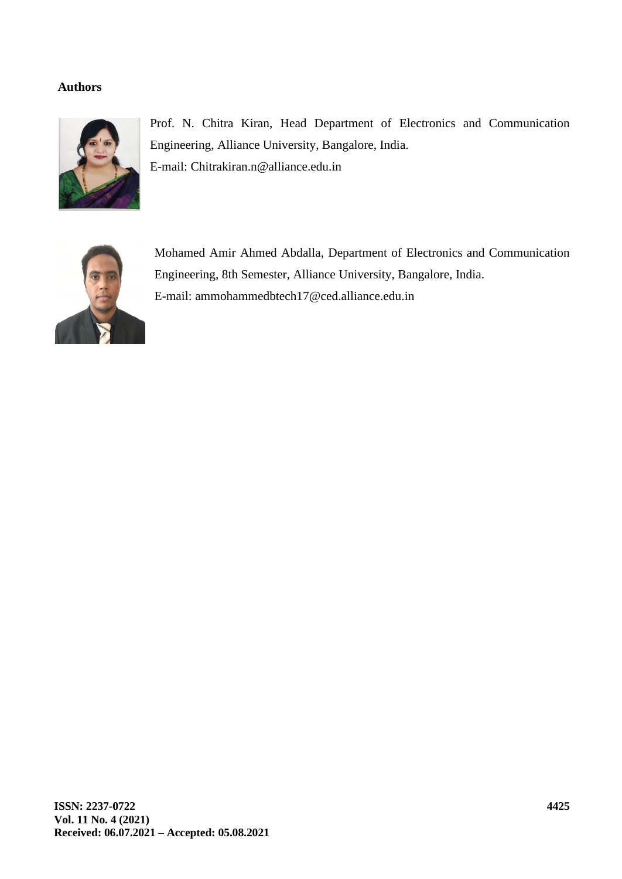**Authors**

Prof. N. Chitra Kiran, Head Department of Electronics and Communication Engineering, Alliance University, Bangalore, India.
E-mail: Chitrakiran.n@alliance.edu.in

Mohamed Amir Ahmed Abdalla, Department of Electronics and Communication Engineering, 8th Semester, Alliance University, Bangalore, India.
E-mail: ammohammedbtech17@ced.alliance.edu.in